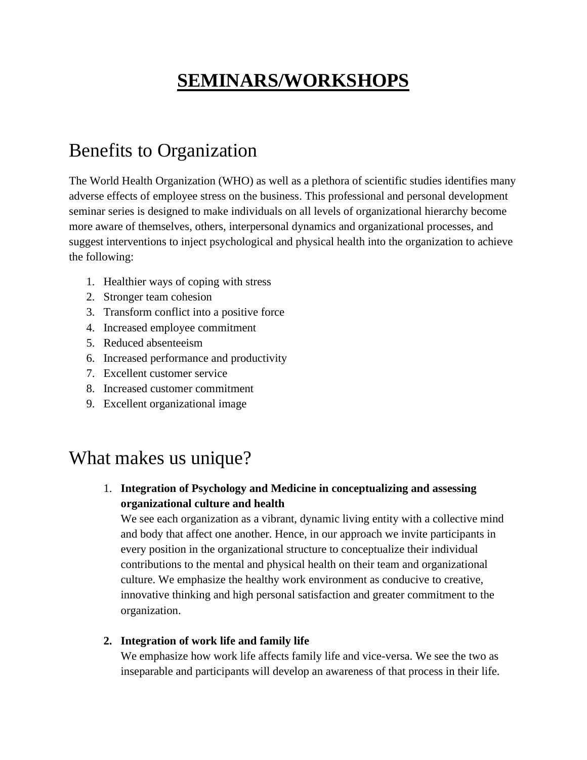# SEMINARS/WORKSHOPS

## Benefits to Organization

The World Health Organization (WHO) as well as a plethora of scientific studies identifies many adverse effects of employee stress on the business. This professional and personal development seminar series is designed to make individuals on all levels of organizational hierarchy become more aware of themselves, others, interpersonal dynamics and organizational processes, and suggest interventions to inject psychological and physical health into the organization to achieve the following:

1. Healthier ways of coping with stress
2. Stronger team cohesion
3. Transform conflict into a positive force
4. Increased employee commitment
5. Reduced absenteeism
6. Increased performance and productivity
7. Excellent customer service
8. Increased customer commitment
9. Excellent organizational image

## What makes us unique?

1. **Integration of Psychology and Medicine in conceptualizing and assessing organizational culture and health**
   We see each organization as a vibrant, dynamic living entity with a collective mind and body that affect one another. Hence, in our approach we invite participants in every position in the organizational structure to conceptualize their individual contributions to the mental and physical health on their team and organizational culture. We emphasize the healthy work environment as conducive to creative, innovative thinking and high personal satisfaction and greater commitment to the organization.

2. **Integration of work life and family life**
   We emphasize how work life affects family life and vice-versa. We see the two as inseparable and participants will develop an awareness of that process in their life.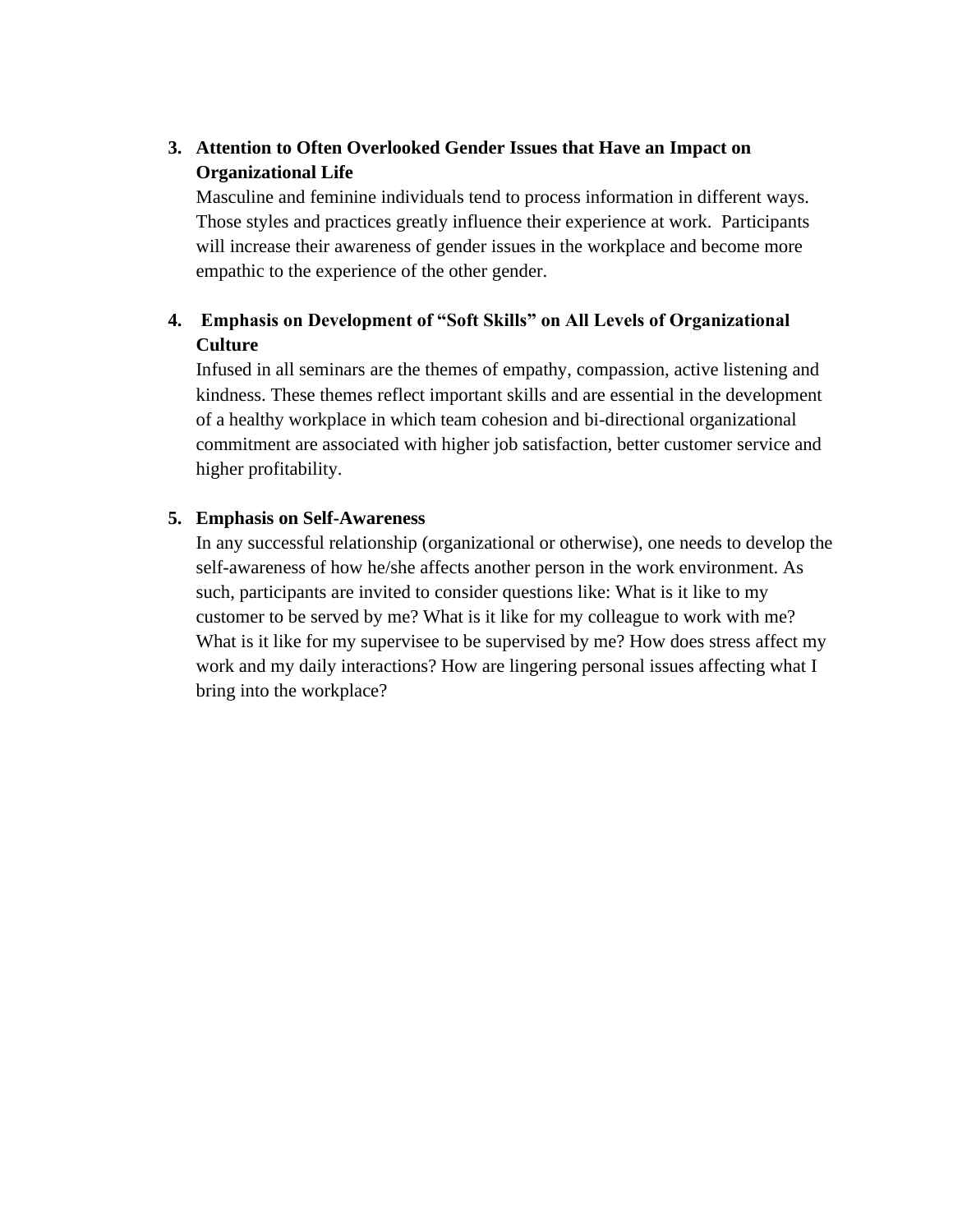3. **Attention to Often Overlooked Gender Issues that Have an Impact on Organizational Life**
   Masculine and feminine individuals tend to process information in different ways. Those styles and practices greatly influence their experience at work. Participants will increase their awareness of gender issues in the workplace and become more empathic to the experience of the other gender.

4. **Emphasis on Development of "Soft Skills" on All Levels of Organizational Culture**
   Infused in all seminars are the themes of empathy, compassion, active listening and kindness. These themes reflect important skills and are essential in the development of a healthy workplace in which team cohesion and bi-directional organizational commitment are associated with higher job satisfaction, better customer service and higher profitability.

5. **Emphasis on Self-Awareness**
   In any successful relationship (organizational or otherwise), one needs to develop the self-awareness of how he/she affects another person in the work environment. As such, participants are invited to consider questions like: What is it like to my customer to be served by me? What is it like for my colleague to work with me? What is it like for my supervisee to be supervised by me? How does stress affect my work and my daily interactions? How are lingering personal issues affecting what I bring into the workplace?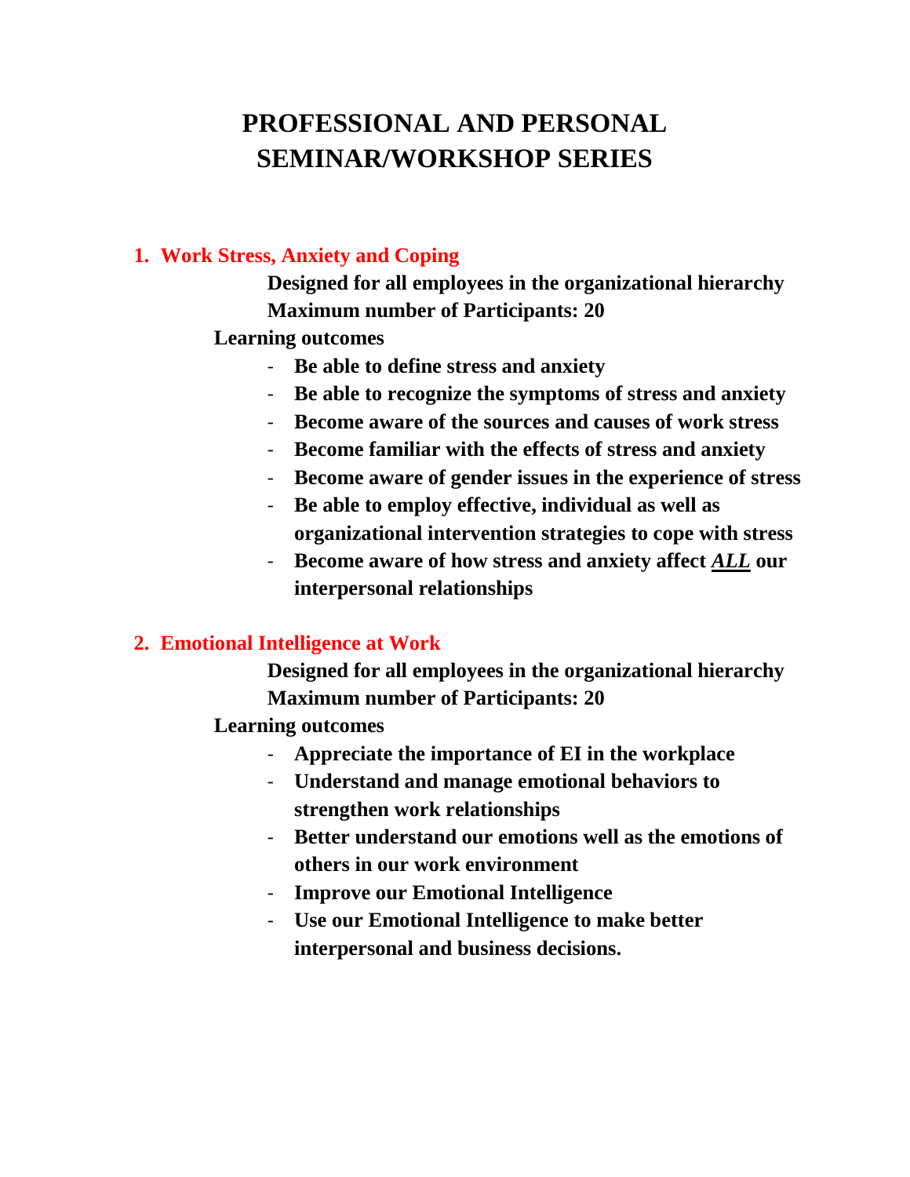# PROFESSIONAL AND PERSONAL SEMINAR/WORKSHOP SERIES

## 1. Work Stress, Anxiety and Coping

**Designed for all employees in the organizational hierarchy**
**Maximum number of Participants: 20**

**Learning outcomes**

- **Be able to define stress and anxiety**
- **Be able to recognize the symptoms of stress and anxiety**
- **Become aware of the sources and causes of work stress**
- **Become familiar with the effects of stress and anxiety**
- **Become aware of gender issues in the experience of stress**
- **Be able to employ effective, individual as well as organizational intervention strategies to cope with stress**
- **Become aware of how stress and anxiety affect <u>*ALL*</u> our interpersonal relationships**

## 2. Emotional Intelligence at Work

**Designed for all employees in the organizational hierarchy**
**Maximum number of Participants: 20**

**Learning outcomes**

- **Appreciate the importance of EI in the workplace**
- **Understand and manage emotional behaviors to strengthen work relationships**
- **Better understand our emotions well as the emotions of others in our work environment**
- **Improve our Emotional Intelligence**
- **Use our Emotional Intelligence to make better interpersonal and business decisions.**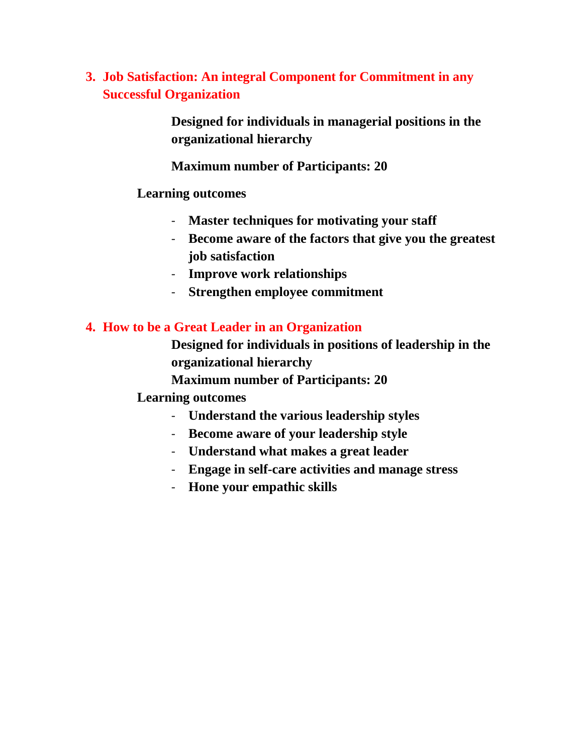## 3. Job Satisfaction: An integral Component for Commitment in any Successful Organization

**Designed for individuals in managerial positions in the organizational hierarchy**

**Maximum number of Participants: 20**

**Learning outcomes**

- **Master techniques for motivating your staff**
- **Become aware of the factors that give you the greatest job satisfaction**
- **Improve work relationships**
- **Strengthen employee commitment**

## 4. How to be a Great Leader in an Organization

**Designed for individuals in positions of leadership in the organizational hierarchy**

**Maximum number of Participants: 20**

**Learning outcomes**

- **Understand the various leadership styles**
- **Become aware of your leadership style**
- **Understand what makes a great leader**
- **Engage in self-care activities and manage stress**
- **Hone your empathic skills**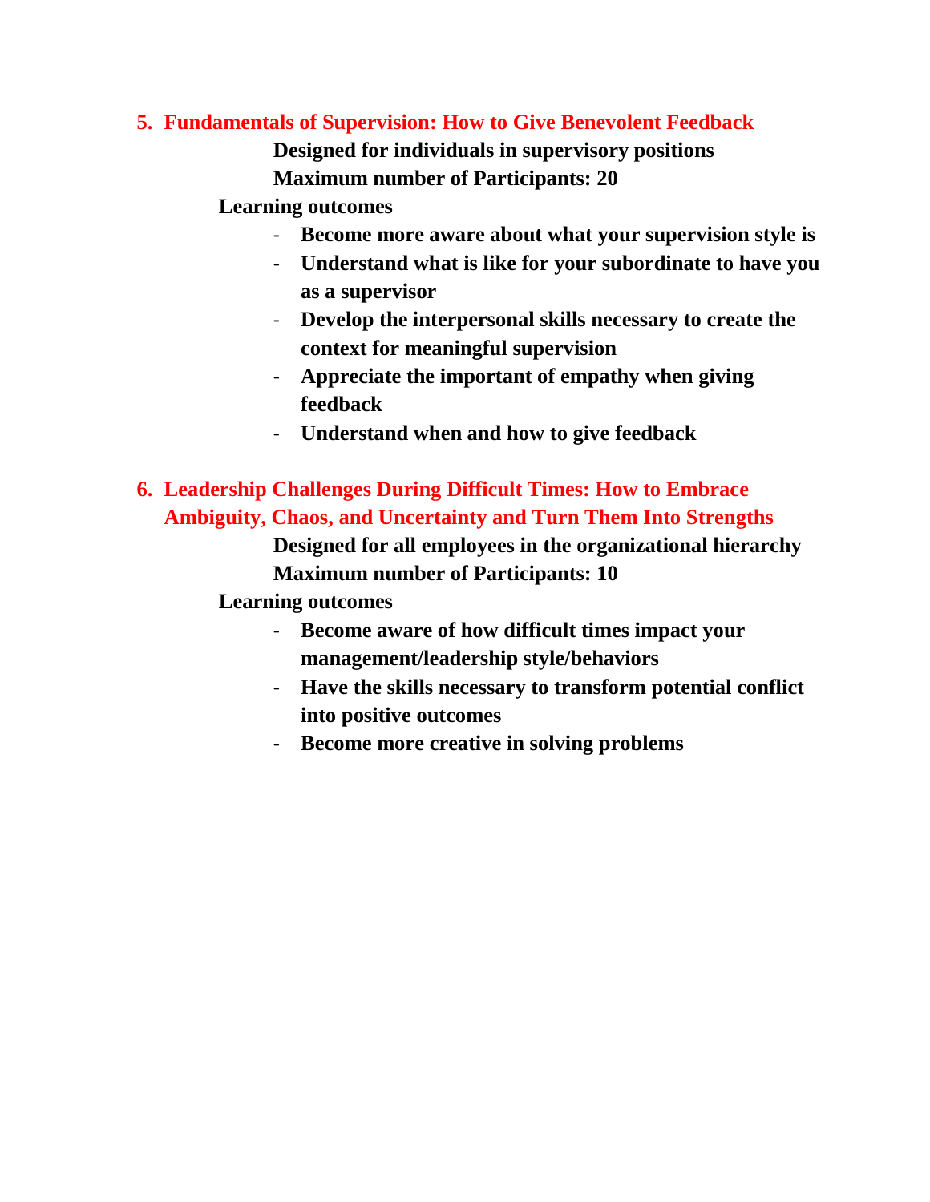## 5. Fundamentals of Supervision: How to Give Benevolent Feedback

**Designed for individuals in supervisory positions**

**Maximum number of Participants: 20**

**Learning outcomes**

- **Become more aware about what your supervision style is**
- **Understand what is like for your subordinate to have you as a supervisor**
- **Develop the interpersonal skills necessary to create the context for meaningful supervision**
- **Appreciate the important of empathy when giving feedback**
- **Understand when and how to give feedback**

## 6. Leadership Challenges During Difficult Times: How to Embrace Ambiguity, Chaos, and Uncertainty and Turn Them Into Strengths

**Designed for all employees in the organizational hierarchy**

**Maximum number of Participants: 10**

**Learning outcomes**

- **Become aware of how difficult times impact your management/leadership style/behaviors**
- **Have the skills necessary to transform potential conflict into positive outcomes**
- **Become more creative in solving problems**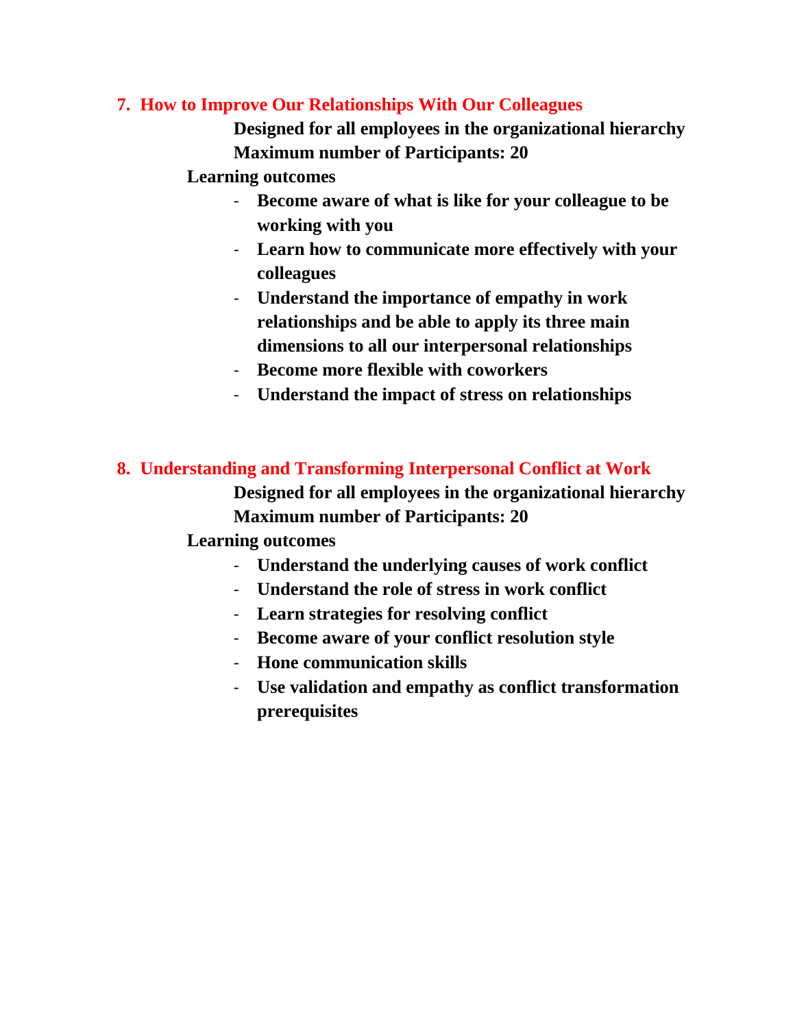## 7. How to Improve Our Relationships With Our Colleagues

**Designed for all employees in the organizational hierarchy**
**Maximum number of Participants: 20**

**Learning outcomes**

- **Become aware of what is like for your colleague to be working with you**
- **Learn how to communicate more effectively with your colleagues**
- **Understand the importance of empathy in work relationships and be able to apply its three main dimensions to all our interpersonal relationships**
- **Become more flexible with coworkers**
- **Understand the impact of stress on relationships**

## 8. Understanding and Transforming Interpersonal Conflict at Work

**Designed for all employees in the organizational hierarchy**
**Maximum number of Participants: 20**

**Learning outcomes**

- **Understand the underlying causes of work conflict**
- **Understand the role of stress in work conflict**
- **Learn strategies for resolving conflict**
- **Become aware of your conflict resolution style**
- **Hone communication skills**
- **Use validation and empathy as conflict transformation prerequisites**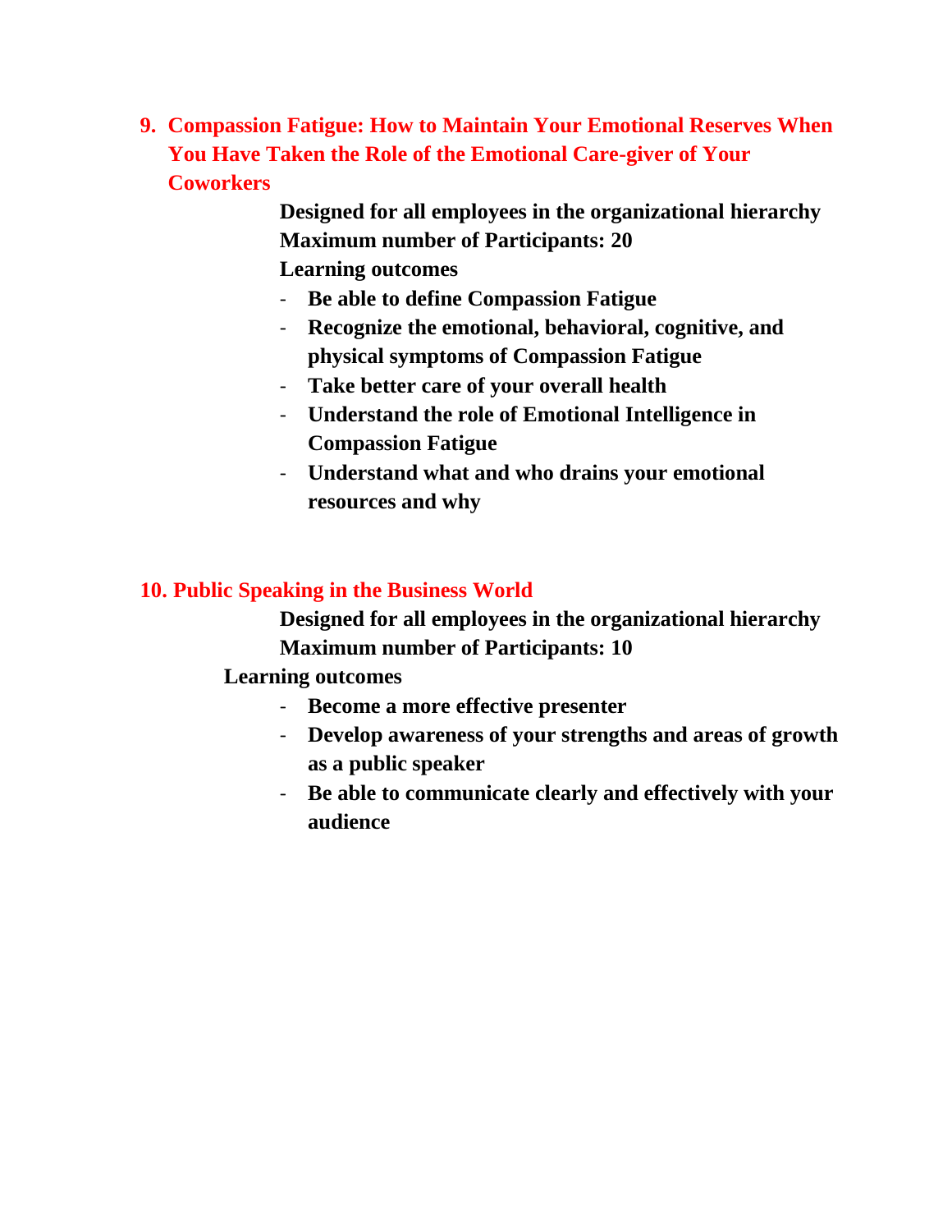## 9. Compassion Fatigue: How to Maintain Your Emotional Reserves When You Have Taken the Role of the Emotional Care-giver of Your Coworkers

**Designed for all employees in the organizational hierarchy**

**Maximum number of Participants: 20**

**Learning outcomes**

- **Be able to define Compassion Fatigue**
- **Recognize the emotional, behavioral, cognitive, and physical symptoms of Compassion Fatigue**
- **Take better care of your overall health**
- **Understand the role of Emotional Intelligence in Compassion Fatigue**
- **Understand what and who drains your emotional resources and why**

## 10. Public Speaking in the Business World

**Designed for all employees in the organizational hierarchy**

**Maximum number of Participants: 10**

**Learning outcomes**

- **Become a more effective presenter**
- **Develop awareness of your strengths and areas of growth as a public speaker**
- **Be able to communicate clearly and effectively with your audience**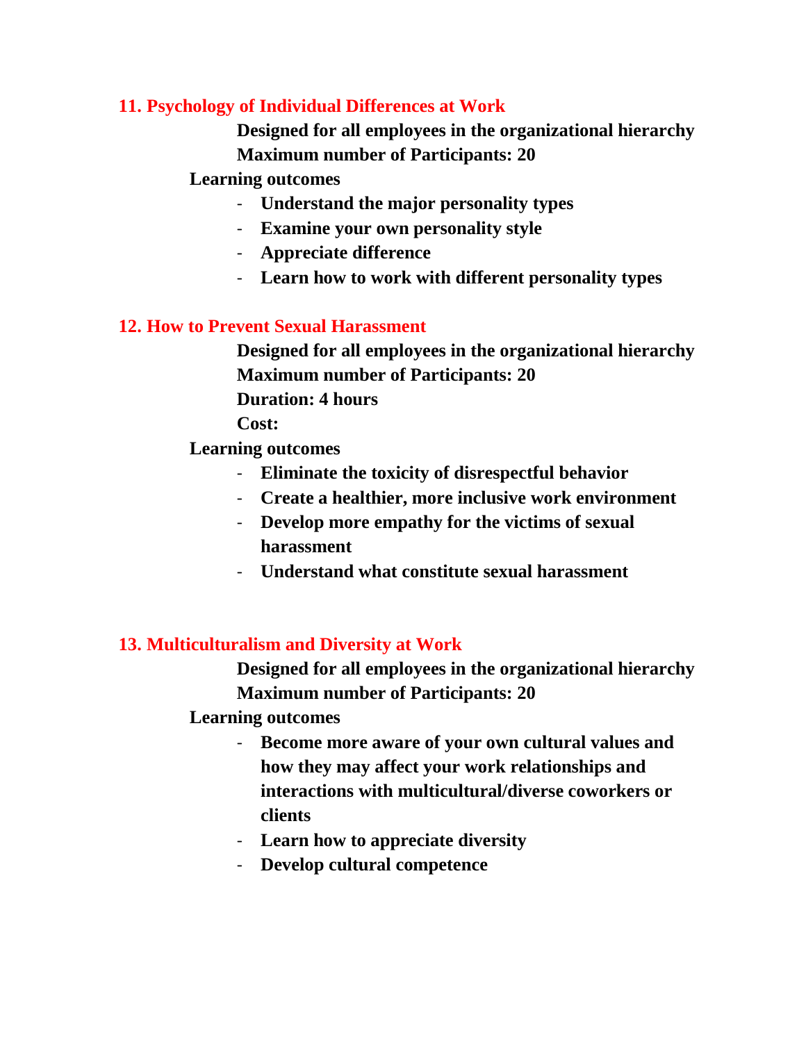## 11. Psychology of Individual Differences at Work

**Designed for all employees in the organizational hierarchy**
**Maximum number of Participants: 20**

**Learning outcomes**

- **Understand the major personality types**
- **Examine your own personality style**
- **Appreciate difference**
- **Learn how to work with different personality types**

## 12. How to Prevent Sexual Harassment

**Designed for all employees in the organizational hierarchy**
**Maximum number of Participants: 20**
**Duration: 4 hours**
**Cost:**

**Learning outcomes**

- **Eliminate the toxicity of disrespectful behavior**
- **Create a healthier, more inclusive work environment**
- **Develop more empathy for the victims of sexual harassment**
- **Understand what constitute sexual harassment**

## 13. Multiculturalism and Diversity at Work

**Designed for all employees in the organizational hierarchy**
**Maximum number of Participants: 20**

**Learning outcomes**

- **Become more aware of your own cultural values and how they may affect your work relationships and interactions with multicultural/diverse coworkers or clients**
- **Learn how to appreciate diversity**
- **Develop cultural competence**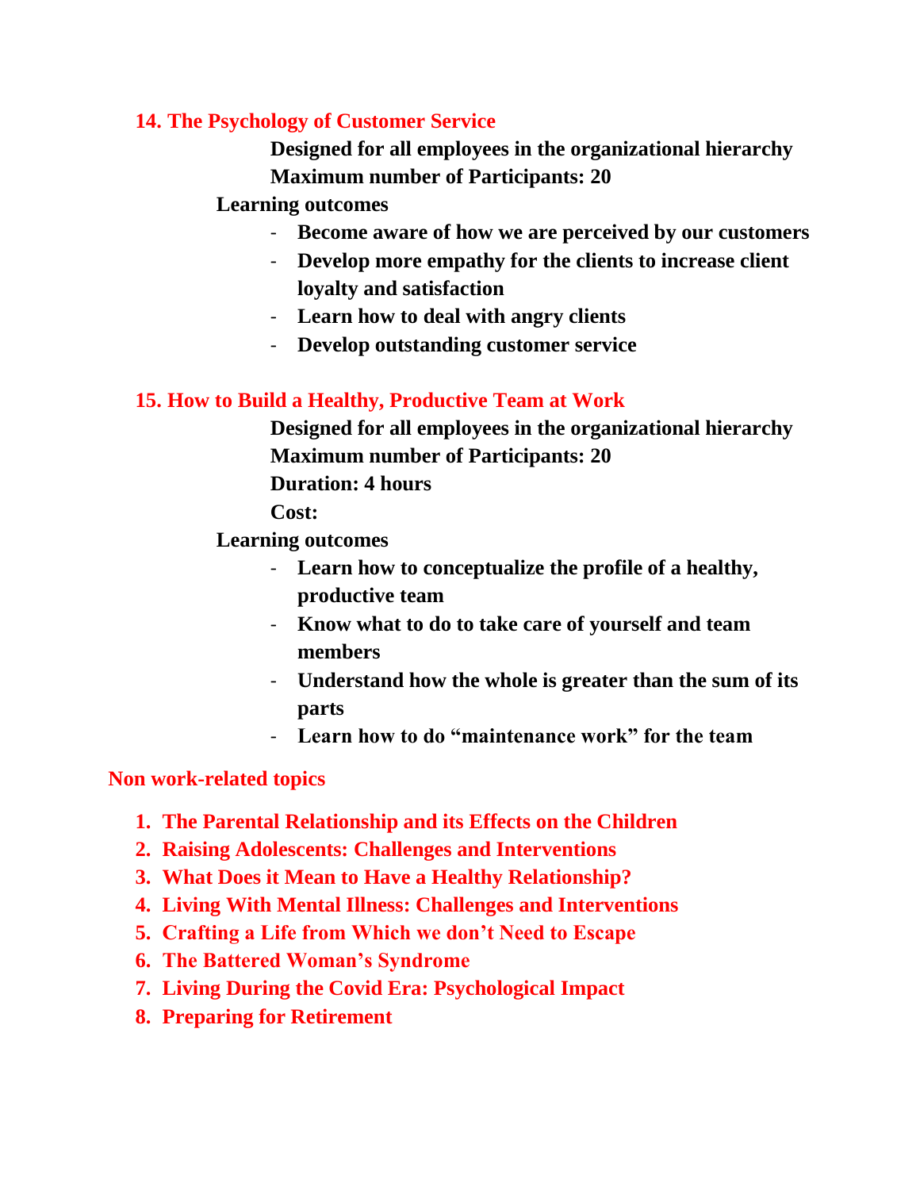### 14. The Psychology of Customer Service

**Designed for all employees in the organizational hierarchy**
**Maximum number of Participants: 20**

**Learning outcomes**

- **Become aware of how we are perceived by our customers**
- **Develop more empathy for the clients to increase client loyalty and satisfaction**
- **Learn how to deal with angry clients**
- **Develop outstanding customer service**

### 15. How to Build a Healthy, Productive Team at Work

**Designed for all employees in the organizational hierarchy**
**Maximum number of Participants: 20**
**Duration: 4 hours**
**Cost:**

**Learning outcomes**

- **Learn how to conceptualize the profile of a healthy, productive team**
- **Know what to do to take care of yourself and team members**
- **Understand how the whole is greater than the sum of its parts**
- **Learn how to do "maintenance work" for the team**

## Non work-related topics

1. **The Parental Relationship and its Effects on the Children**
2. **Raising Adolescents: Challenges and Interventions**
3. **What Does it Mean to Have a Healthy Relationship?**
4. **Living With Mental Illness: Challenges and Interventions**
5. **Crafting a Life from Which we don't Need to Escape**
6. **The Battered Woman's Syndrome**
7. **Living During the Covid Era: Psychological Impact**
8. **Preparing for Retirement**